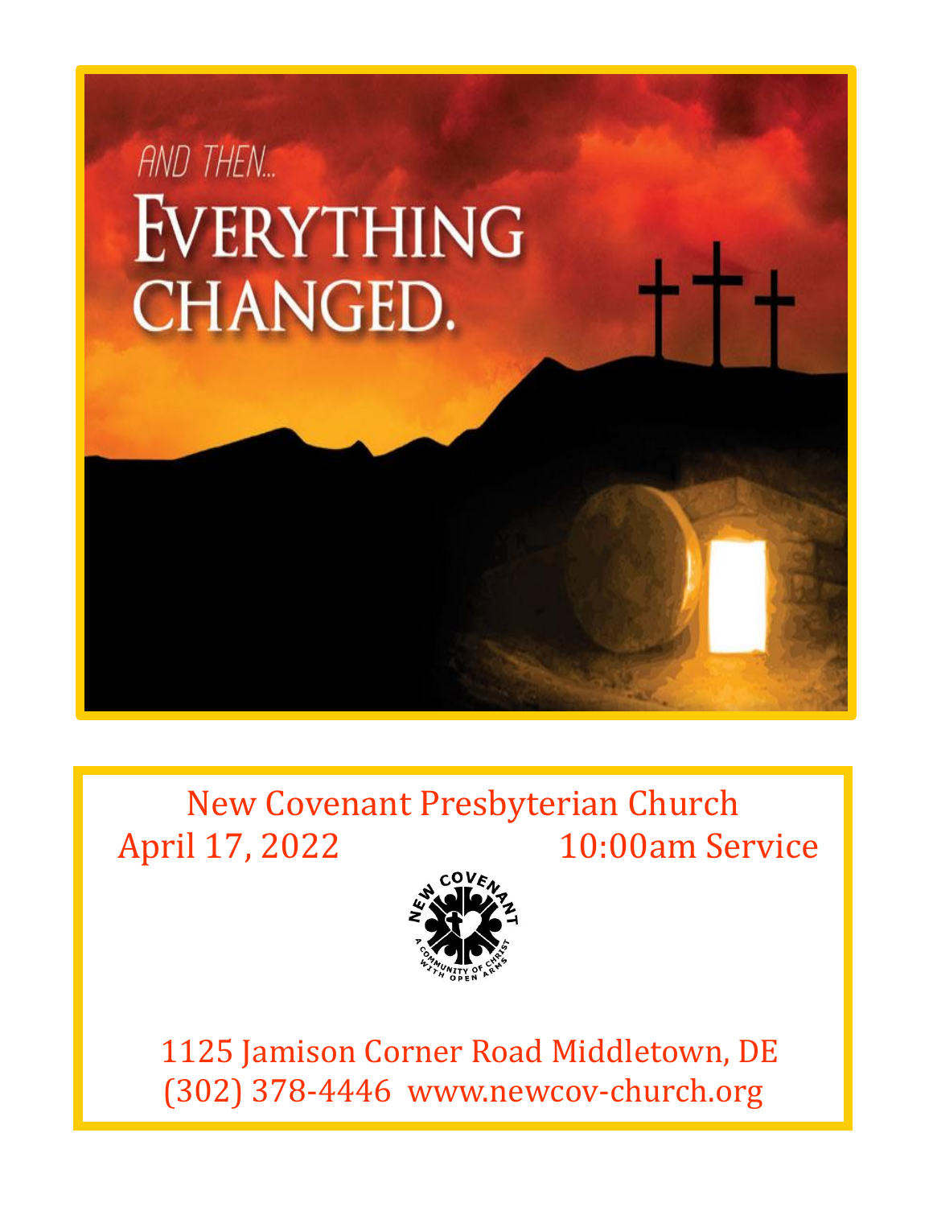AND THEN...

# EVERYTHING CHANGED.

New Covenant Presbyterian Church

April 17, 2022 10:00am Service

NEW COVENANT — A COMMUNITY OF CHRIST WITH OPEN ARMS

1125 Jamison Corner Road Middletown, DE

(302) 378-4446 www.newcov-church.org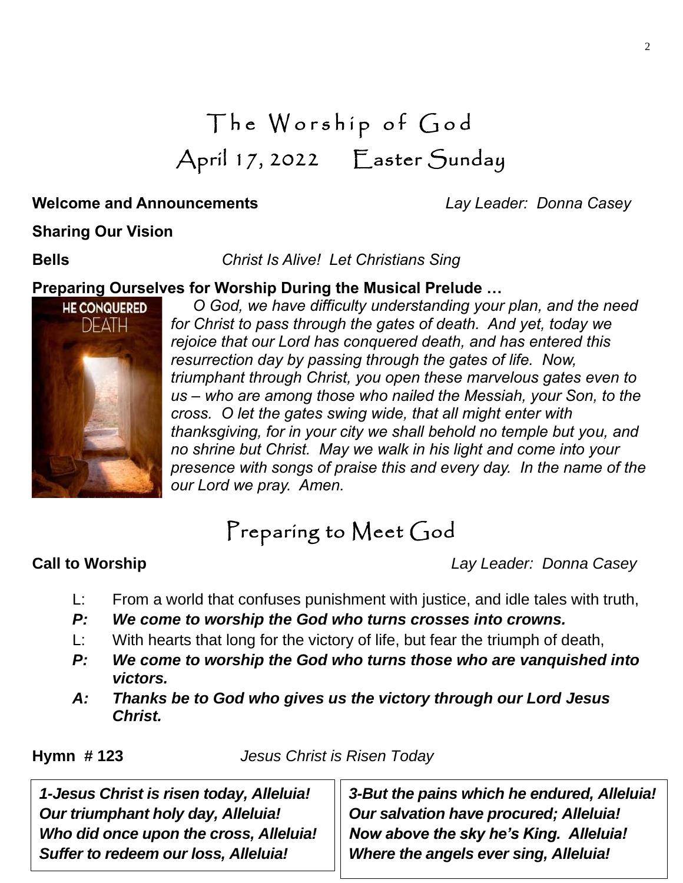# The Worship of God
# April 17, 2022 Easter Sunday

**Welcome and Announcements** *Lay Leader: Donna Casey*

**Sharing Our Vision**

**Bells** *Christ Is Alive! Let Christians Sing*

**Preparing Ourselves for Worship During the Musical Prelude …**

HE CONQUERED DEATH

*O God, we have difficulty understanding your plan, and the need for Christ to pass through the gates of death. And yet, today we rejoice that our Lord has conquered death, and has entered this resurrection day by passing through the gates of life. Now, triumphant through Christ, you open these marvelous gates even to us – who are among those who nailed the Messiah, your Son, to the cross. O let the gates swing wide, that all might enter with thanksgiving, for in your city we shall behold no temple but you, and no shrine but Christ. May we walk in his light and come into your presence with songs of praise this and every day. In the name of the our Lord we pray. Amen.*

## Preparing to Meet God

**Call to Worship** *Lay Leader: Donna Casey*

L: From a world that confuses punishment with justice, and idle tales with truth,

***P: We come to worship the God who turns crosses into crowns.***

L: With hearts that long for the victory of life, but fear the triumph of death,

***P: We come to worship the God who turns those who are vanquished into victors.***

***A: Thanks be to God who gives us the victory through our Lord Jesus Christ.***

**Hymn # 123** *Jesus Christ is Risen Today*

***1-Jesus Christ is risen today, Alleluia!***
***Our triumphant holy day, Alleluia!***
***Who did once upon the cross, Alleluia!***
***Suffer to redeem our loss, Alleluia!***

***3-But the pains which he endured, Alleluia!***
***Our salvation have procured; Alleluia!***
***Now above the sky he's King. Alleluia!***
***Where the angels ever sing, Alleluia!***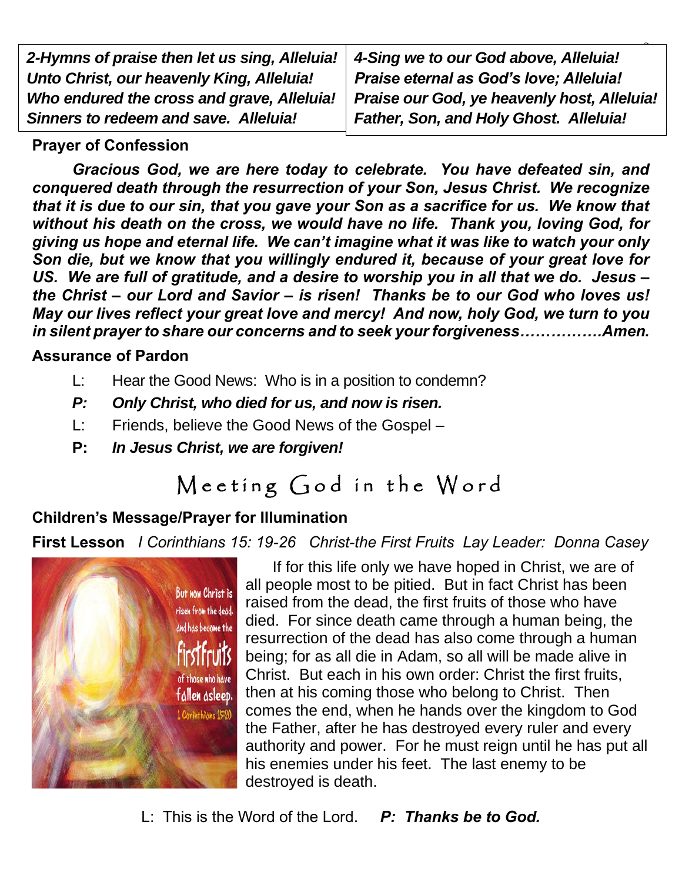| *2-Hymns of praise then let us sing, Alleluia!* | *4-Sing we to our God above, Alleluia!* |
|---|---|
| *Unto Christ, our heavenly King, Alleluia!* | *Praise eternal as God's love; Alleluia!* |
| *Who endured the cross and grave, Alleluia!* | *Praise our God, ye heavenly host, Alleluia!* |
| *Sinners to redeem and save. Alleluia!* | *Father, Son, and Holy Ghost. Alleluia!* |

**Prayer of Confession**

***Gracious God, we are here today to celebrate. You have defeated sin, and conquered death through the resurrection of your Son, Jesus Christ. We recognize that it is due to our sin, that you gave your Son as a sacrifice for us. We know that without his death on the cross, we would have no life. Thank you, loving God, for giving us hope and eternal life. We can't imagine what it was like to watch your only Son die, but we know that you willingly endured it, because of your great love for US. We are full of gratitude, and a desire to worship you in all that we do. Jesus – the Christ – our Lord and Savior – is risen! Thanks be to our God who loves us! May our lives reflect your great love and mercy! And now, holy God, we turn to you in silent prayer to share our concerns and to seek your forgiveness…………….Amen.***

**Assurance of Pardon**

L: Hear the Good News: Who is in a position to condemn?

***P: Only Christ, who died for us, and now is risen.***

L: Friends, believe the Good News of the Gospel –

**P:** ***In Jesus Christ, we are forgiven!***

# Meeting God in the Word

**Children's Message/Prayer for Illumination**

**First Lesson** *I Corinthians 15: 19-26 Christ-the First Fruits Lay Leader: Donna Casey*

If for this life only we have hoped in Christ, we are of all people most to be pitied. But in fact Christ has been raised from the dead, the first fruits of those who have died. For since death came through a human being, the resurrection of the dead has also come through a human being; for as all die in Adam, so all will be made alive in Christ. But each in his own order: Christ the first fruits, then at his coming those who belong to Christ. Then comes the end, when he hands over the kingdom to God the Father, after he has destroyed every ruler and every authority and power. For he must reign until he has put all his enemies under his feet. The last enemy to be destroyed is death.

L: This is the Word of the Lord. ***P: Thanks be to God.***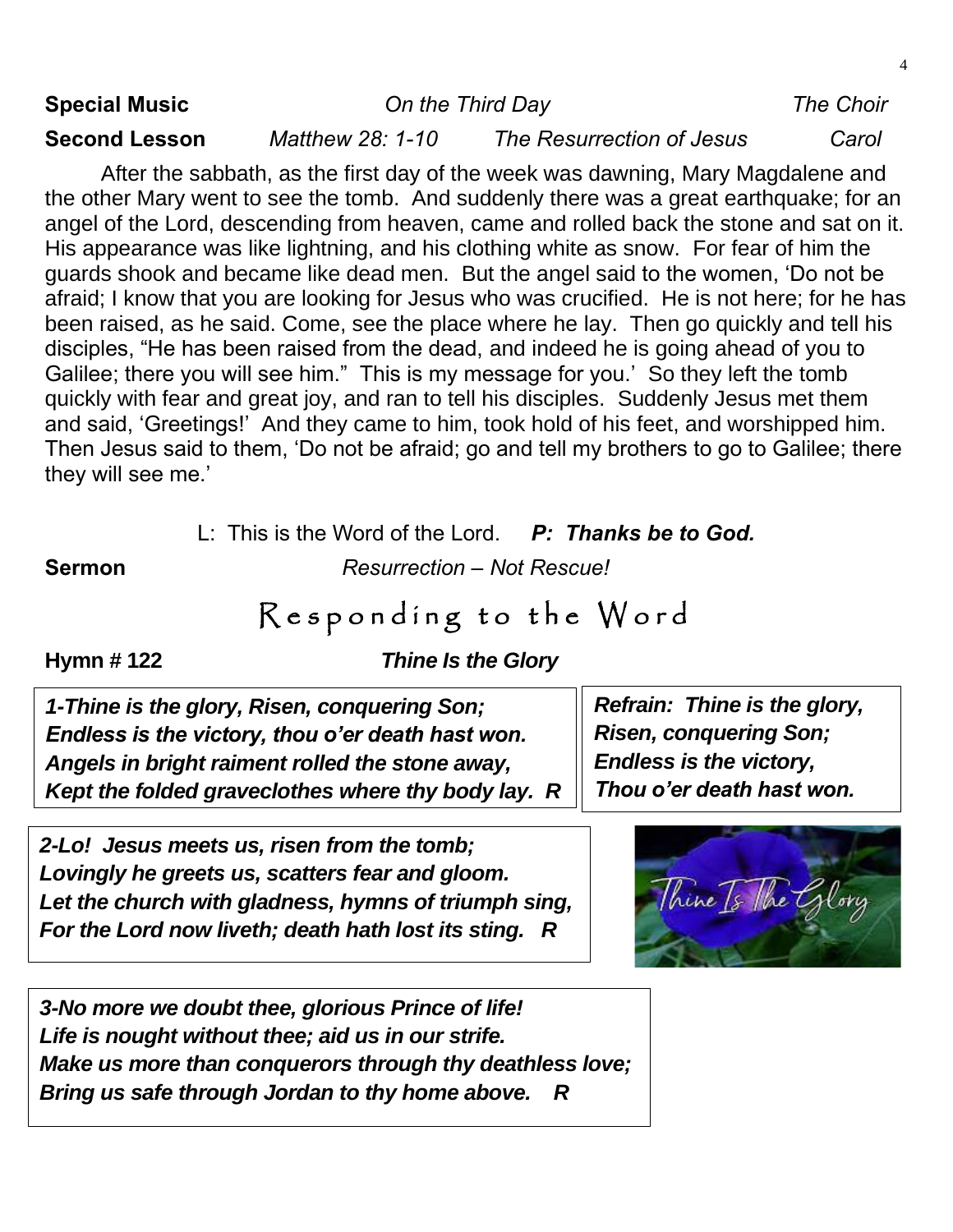**Special Music** *On the Third Day* *The Choir*

**Second Lesson** *Matthew 28: 1-10* *The Resurrection of Jesus* *Carol*

After the sabbath, as the first day of the week was dawning, Mary Magdalene and the other Mary went to see the tomb. And suddenly there was a great earthquake; for an angel of the Lord, descending from heaven, came and rolled back the stone and sat on it. His appearance was like lightning, and his clothing white as snow. For fear of him the guards shook and became like dead men. But the angel said to the women, 'Do not be afraid; I know that you are looking for Jesus who was crucified. He is not here; for he has been raised, as he said. Come, see the place where he lay. Then go quickly and tell his disciples, "He has been raised from the dead, and indeed he is going ahead of you to Galilee; there you will see him." This is my message for you.' So they left the tomb quickly with fear and great joy, and ran to tell his disciples. Suddenly Jesus met them and said, 'Greetings!' And they came to him, took hold of his feet, and worshipped him. Then Jesus said to them, 'Do not be afraid; go and tell my brothers to go to Galilee; there they will see me.'

L: This is the Word of the Lord. ***P: Thanks be to God.***

**Sermon** *Resurrection – Not Rescue!*

## Responding to the Word

**Hymn # 122** ***Thine Is the Glory***

***1-Thine is the glory, Risen, conquering Son;***
***Endless is the victory, thou o'er death hast won.***
***Angels in bright raiment rolled the stone away,***
***Kept the folded graveclothes where thy body lay. R***

***Refrain: Thine is the glory,***
***Risen, conquering Son;***
***Endless is the victory,***
***Thou o'er death hast won.***

***2-Lo! Jesus meets us, risen from the tomb;***
***Lovingly he greets us, scatters fear and gloom.***
***Let the church with gladness, hymns of triumph sing,***
***For the Lord now liveth; death hath lost its sting. R***

***3-No more we doubt thee, glorious Prince of life!***
***Life is nought without thee; aid us in our strife.***
***Make us more than conquerors through thy deathless love;***
***Bring us safe through Jordan to thy home above. R***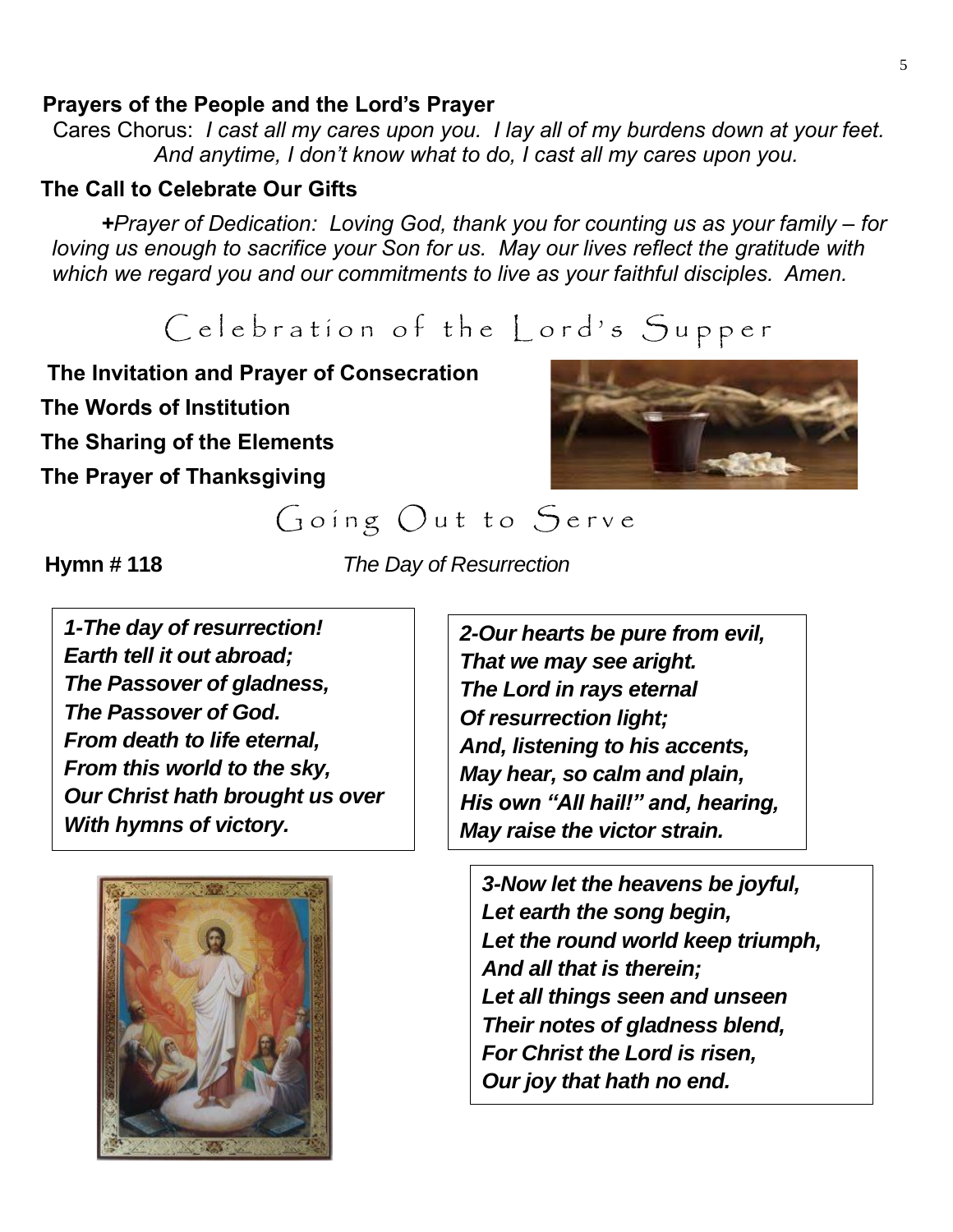**Prayers of the People and the Lord's Prayer**

Cares Chorus: *I cast all my cares upon you. I lay all of my burdens down at your feet. And anytime, I don't know what to do, I cast all my cares upon you.*

**The Call to Celebrate Our Gifts**

***+****Prayer of Dedication: Loving God, thank you for counting us as your family – for loving us enough to sacrifice your Son for us. May our lives reflect the gratitude with which we regard you and our commitments to live as your faithful disciples. Amen.*

## Celebration of the Lord's Supper

**The Invitation and Prayer of Consecration**

**The Words of Institution**

**The Sharing of the Elements**

**The Prayer of Thanksgiving**

## Going Out to Serve

**Hymn # 118** *The Day of Resurrection*

***1-The day of resurrection!***
***Earth tell it out abroad;***
***The Passover of gladness,***
***The Passover of God.***
***From death to life eternal,***
***From this world to the sky,***
***Our Christ hath brought us over***
***With hymns of victory.***

***2-Our hearts be pure from evil,***
***That we may see aright.***
***The Lord in rays eternal***
***Of resurrection light;***
***And, listening to his accents,***
***May hear, so calm and plain,***
***His own "All hail!" and, hearing,***
***May raise the victor strain.***

***3-Now let the heavens be joyful,***
***Let earth the song begin,***
***Let the round world keep triumph,***
***And all that is therein;***
***Let all things seen and unseen***
***Their notes of gladness blend,***
***For Christ the Lord is risen,***
***Our joy that hath no end.***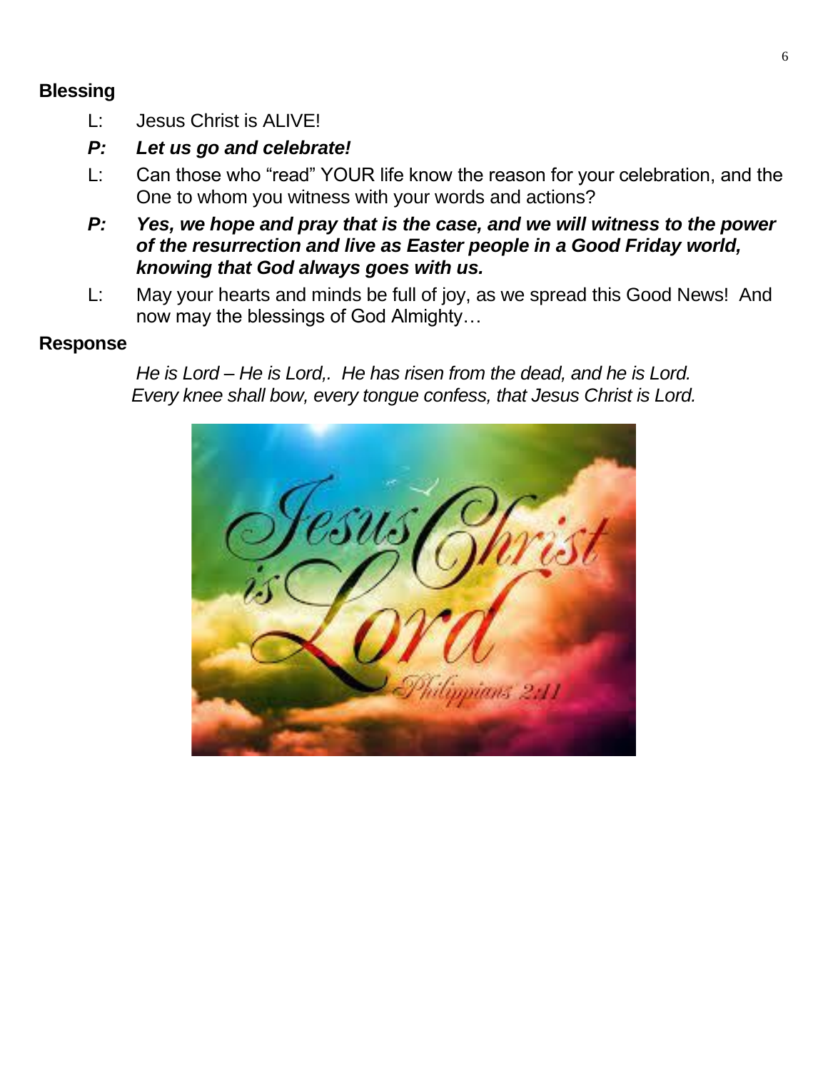## Blessing

L: Jesus Christ is ALIVE!

***P: Let us go and celebrate!***

L: Can those who "read" YOUR life know the reason for your celebration, and the One to whom you witness with your words and actions?

***P: Yes, we hope and pray that is the case, and we will witness to the power of the resurrection and live as Easter people in a Good Friday world, knowing that God always goes with us.***

L: May your hearts and minds be full of joy, as we spread this Good News! And now may the blessings of God Almighty…

## Response

*He is Lord – He is Lord,. He has risen from the dead, and he is Lord.*
*Every knee shall bow, every tongue confess, that Jesus Christ is Lord.*